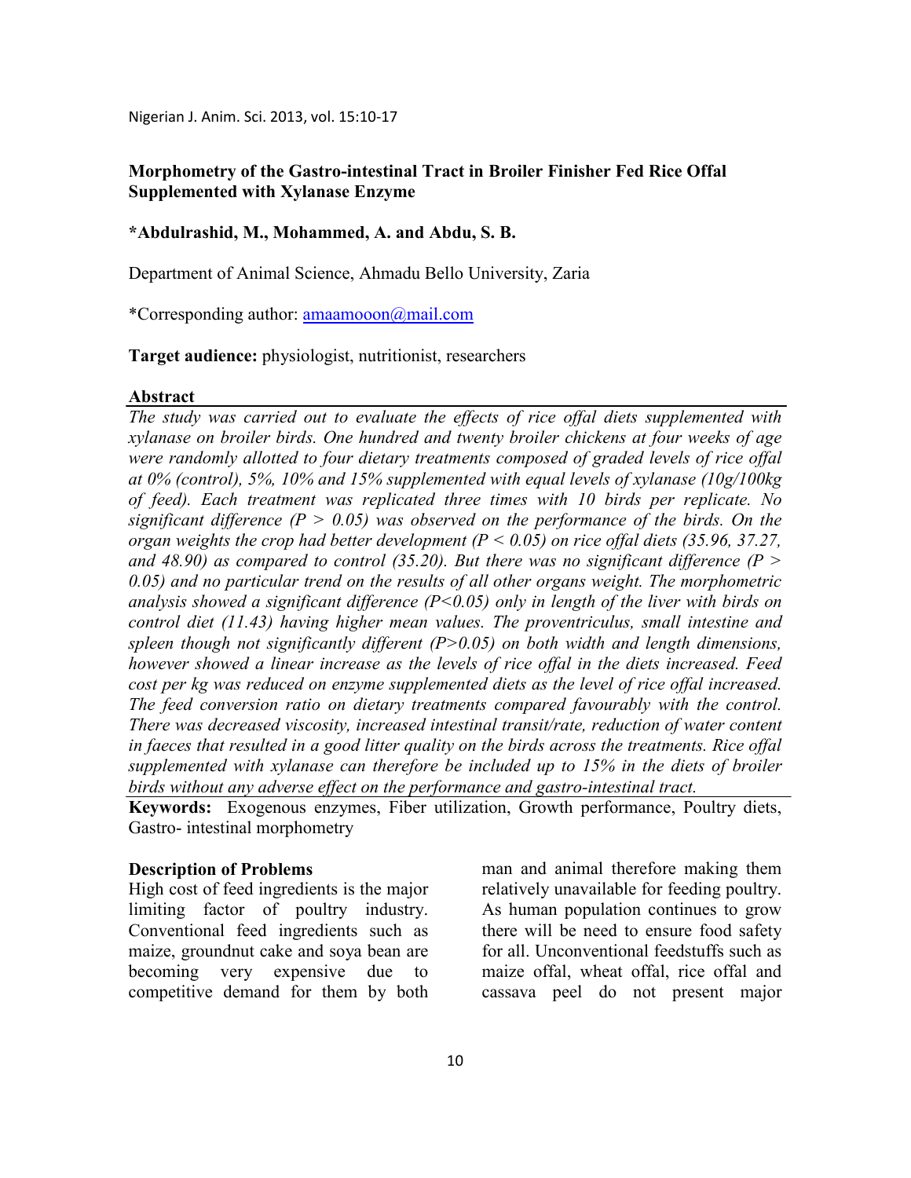# Morphometry of the Gastro-intestinal Tract in Broiler Finisher Fed Rice Offal Supplemented with Xylanase Enzyme

**\*Abdulrashid, M., Mohammed, A. and Abdu, S. B.**

Department of Animal Science, Ahmadu Bello University, Zaria

\*Corresponding author: amaamooon@mail.com

**Target audience:** physiologist, nutritionist, researchers

## Abstract

*The study was carried out to evaluate the effects of rice offal diets supplemented with xylanase on broiler birds. One hundred and twenty broiler chickens at four weeks of age were randomly allotted to four dietary treatments composed of graded levels of rice offal at 0% (control), 5%, 10% and 15% supplemented with equal levels of xylanase (10g/100kg of feed). Each treatment was replicated three times with 10 birds per replicate. No significant difference ($P > 0.05$) was observed on the performance of the birds. On the organ weights the crop had better development ($P < 0.05$) on rice offal diets (35.96, 37.27, and 48.90) as compared to control (35.20). But there was no significant difference ($P > 0.05$) and no particular trend on the results of all other organs weight. The morphometric analysis showed a significant difference ($P<0.05$) only in length of the liver with birds on control diet (11.43) having higher mean values. The proventriculus, small intestine and spleen though not significantly different ($P>0.05$) on both width and length dimensions, however showed a linear increase as the levels of rice offal in the diets increased. Feed cost per kg was reduced on enzyme supplemented diets as the level of rice offal increased. The feed conversion ratio on dietary treatments compared favourably with the control. There was decreased viscosity, increased intestinal transit/rate, reduction of water content in faeces that resulted in a good litter quality on the birds across the treatments. Rice offal supplemented with xylanase can therefore be included up to 15% in the diets of broiler birds without any adverse effect on the performance and gastro-intestinal tract.*

**Keywords:** Exogenous enzymes, Fiber utilization, Growth performance, Poultry diets, Gastro- intestinal morphometry

## Description of Problems

High cost of feed ingredients is the major limiting factor of poultry industry. Conventional feed ingredients such as maize, groundnut cake and soya bean are becoming very expensive due to competitive demand for them by both man and animal therefore making them relatively unavailable for feeding poultry. As human population continues to grow there will be need to ensure food safety for all. Unconventional feedstuffs such as maize offal, wheat offal, rice offal and cassava peel do not present major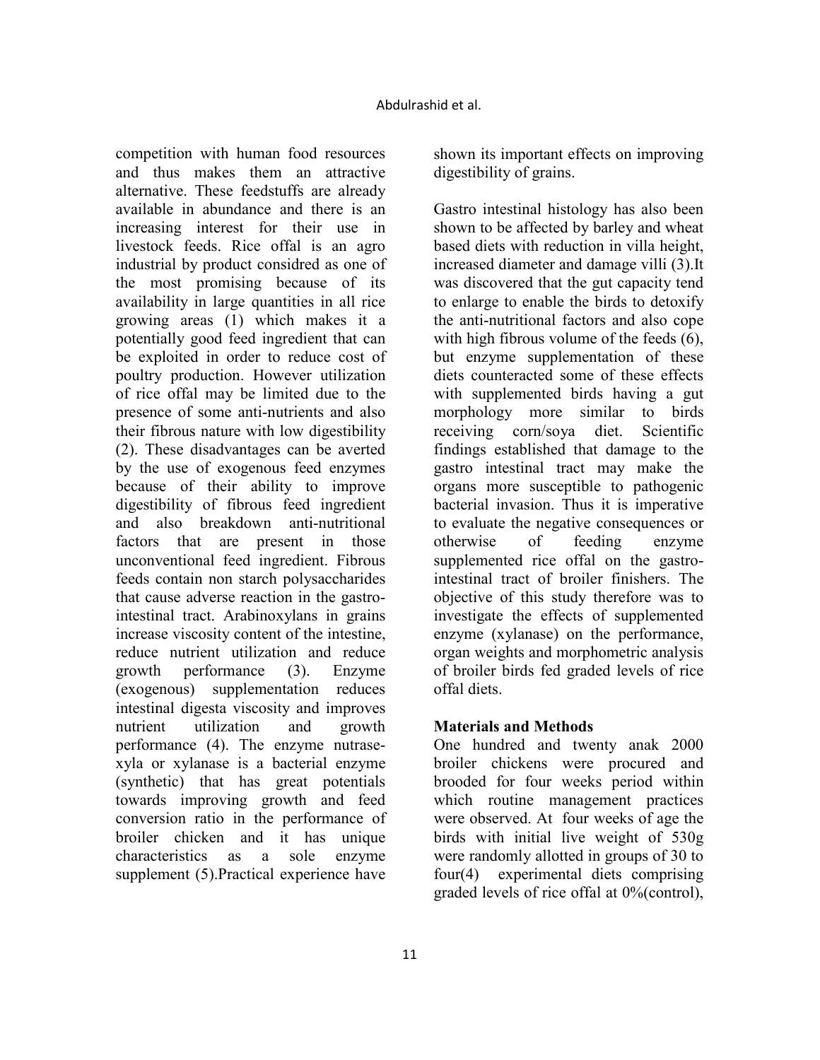competition with human food resources and thus makes them an attractive alternative. These feedstuffs are already available in abundance and there is an increasing interest for their use in livestock feeds. Rice offal is an agro industrial by product considred as one of the most promising because of its availability in large quantities in all rice growing areas (1) which makes it a potentially good feed ingredient that can be exploited in order to reduce cost of poultry production. However utilization of rice offal may be limited due to the presence of some anti-nutrients and also their fibrous nature with low digestibility (2). These disadvantages can be averted by the use of exogenous feed enzymes because of their ability to improve digestibility of fibrous feed ingredient and also breakdown anti-nutritional factors that are present in those unconventional feed ingredient. Fibrous feeds contain non starch polysaccharides that cause adverse reaction in the gastro-intestinal tract. Arabinoxylans in grains increase viscosity content of the intestine, reduce nutrient utilization and reduce growth performance (3). Enzyme (exogenous) supplementation reduces intestinal digesta viscosity and improves nutrient utilization and growth performance (4). The enzyme nutrase-xyla or xylanase is a bacterial enzyme (synthetic) that has great potentials towards improving growth and feed conversion ratio in the performance of broiler chicken and it has unique characteristics as a sole enzyme supplement (5).Practical experience have shown its important effects on improving digestibility of grains.

Gastro intestinal histology has also been shown to be affected by barley and wheat based diets with reduction in villa height, increased diameter and damage villi (3).It was discovered that the gut capacity tend to enlarge to enable the birds to detoxify the anti-nutritional factors and also cope with high fibrous volume of the feeds (6), but enzyme supplementation of these diets counteracted some of these effects with supplemented birds having a gut morphology more similar to birds receiving corn/soya diet. Scientific findings established that damage to the gastro intestinal tract may make the organs more susceptible to pathogenic bacterial invasion. Thus it is imperative to evaluate the negative consequences or otherwise of feeding enzyme supplemented rice offal on the gastro-intestinal tract of broiler finishers. The objective of this study therefore was to investigate the effects of supplemented enzyme (xylanase) on the performance, organ weights and morphometric analysis of broiler birds fed graded levels of rice offal diets.

## Materials and Methods

One hundred and twenty anak 2000 broiler chickens were procured and brooded for four weeks period within which routine management practices were observed. At four weeks of age the birds with initial live weight of 530g were randomly allotted in groups of 30 to four(4) experimental diets comprising graded levels of rice offal at 0%(control),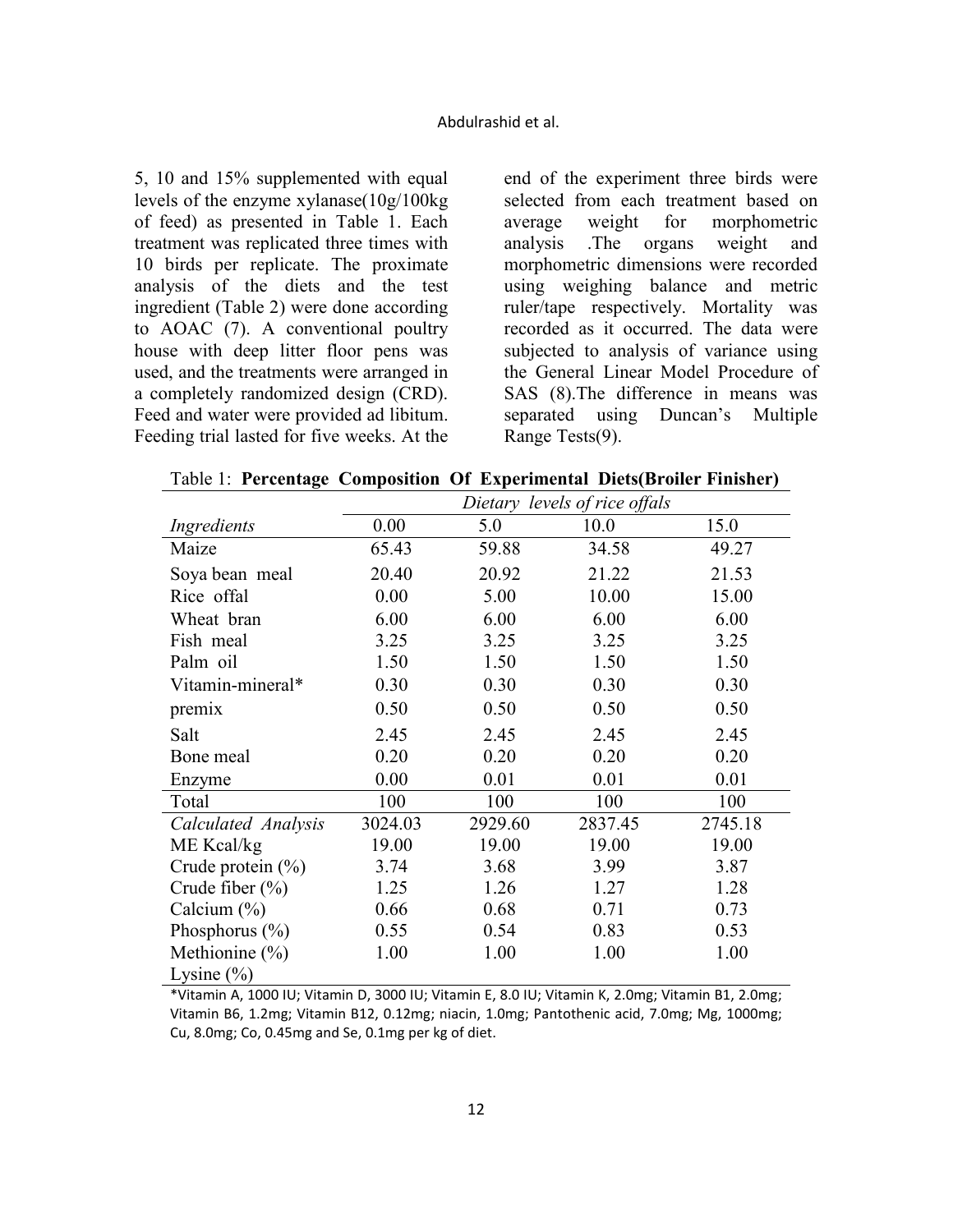5, 10 and 15% supplemented with equal levels of the enzyme xylanase(10g/100kg of feed) as presented in Table 1. Each treatment was replicated three times with 10 birds per replicate. The proximate analysis of the diets and the test ingredient (Table 2) were done according to AOAC (7). A conventional poultry house with deep litter floor pens was used, and the treatments were arranged in a completely randomized design (CRD). Feed and water were provided ad libitum. Feeding trial lasted for five weeks. At the end of the experiment three birds were selected from each treatment based on average weight for morphometric analysis .The organs weight and morphometric dimensions were recorded using weighing balance and metric ruler/tape respectively. Mortality was recorded as it occurred. The data were subjected to analysis of variance using the General Linear Model Procedure of SAS (8).The difference in means was separated using Duncan's Multiple Range Tests(9).

Table 1: **Percentage Composition Of Experimental Diets(Broiler Finisher)**

| | *Dietary levels of rice offals* | | | |
|---|---|---|---|---|
| *Ingredients* | 0.00 | 5.0 | 10.0 | 15.0 |
| Maize | 65.43 | 59.88 | 34.58 | 49.27 |
| Soya bean meal | 20.40 | 20.92 | 21.22 | 21.53 |
| Rice offal | 0.00 | 5.00 | 10.00 | 15.00 |
| Wheat bran | 6.00 | 6.00 | 6.00 | 6.00 |
| Fish meal | 3.25 | 3.25 | 3.25 | 3.25 |
| Palm oil | 1.50 | 1.50 | 1.50 | 1.50 |
| Vitamin-mineral* | 0.30 | 0.30 | 0.30 | 0.30 |
| premix | 0.50 | 0.50 | 0.50 | 0.50 |
| Salt | 2.45 | 2.45 | 2.45 | 2.45 |
| Bone meal | 0.20 | 0.20 | 0.20 | 0.20 |
| Enzyme | 0.00 | 0.01 | 0.01 | 0.01 |
| Total | 100 | 100 | 100 | 100 |
| *Calculated Analysis* | 3024.03 | 2929.60 | 2837.45 | 2745.18 |
| ME Kcal/kg | 19.00 | 19.00 | 19.00 | 19.00 |
| Crude protein (%) | 3.74 | 3.68 | 3.99 | 3.87 |
| Crude fiber (%) | 1.25 | 1.26 | 1.27 | 1.28 |
| Calcium (%) | 0.66 | 0.68 | 0.71 | 0.73 |
| Phosphorus (%) | 0.55 | 0.54 | 0.83 | 0.53 |
| Methionine (%) | 1.00 | 1.00 | 1.00 | 1.00 |
| Lysine (%) | | | | |

*Vitamin A, 1000 IU; Vitamin D, 3000 IU; Vitamin E, 8.0 IU; Vitamin K, 2.0mg; Vitamin B1, 2.0mg; Vitamin B6, 1.2mg; Vitamin B12, 0.12mg; niacin, 1.0mg; Pantothenic acid, 7.0mg; Mg, 1000mg; Cu, 8.0mg; Co, 0.45mg and Se, 0.1mg per kg of diet.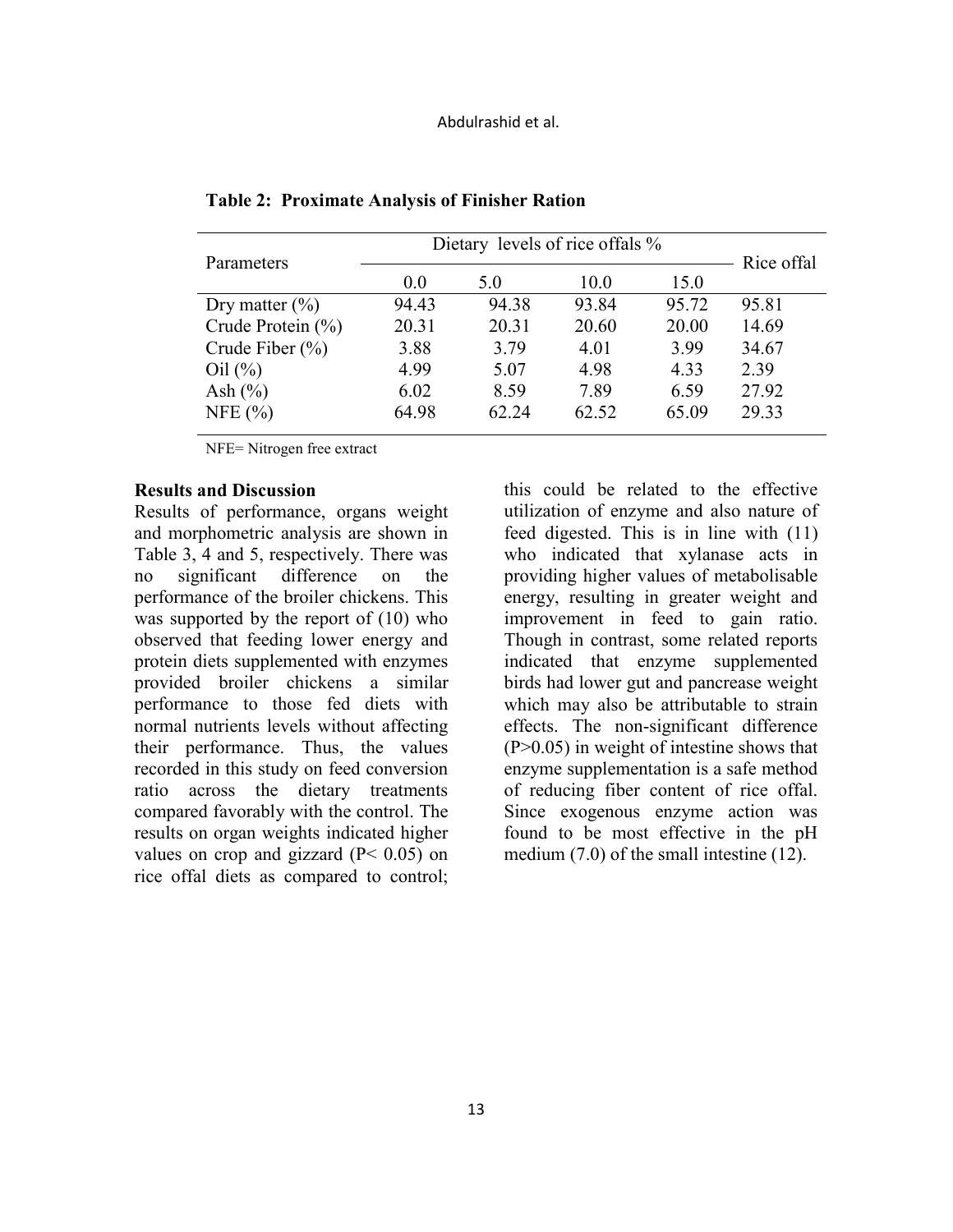**Table 2: Proximate Analysis of Finisher Ration**

| Parameters | Dietary levels of rice offals % | | | | Rice offal |
|---|---|---|---|---|---|
| | 0.0 | 5.0 | 10.0 | 15.0 | |
| Dry matter (%) | 94.43 | 94.38 | 93.84 | 95.72 | 95.81 |
| Crude Protein (%) | 20.31 | 20.31 | 20.60 | 20.00 | 14.69 |
| Crude Fiber (%) | 3.88 | 3.79 | 4.01 | 3.99 | 34.67 |
| Oil (%) | 4.99 | 5.07 | 4.98 | 4.33 | 2.39 |
| Ash (%) | 6.02 | 8.59 | 7.89 | 6.59 | 27.92 |
| NFE (%) | 64.98 | 62.24 | 62.52 | 65.09 | 29.33 |

NFE= Nitrogen free extract

**Results and Discussion**

Results of performance, organs weight and morphometric analysis are shown in Table 3, 4 and 5, respectively. There was no significant difference on the performance of the broiler chickens. This was supported by the report of (10) who observed that feeding lower energy and protein diets supplemented with enzymes provided broiler chickens a similar performance to those fed diets with normal nutrients levels without affecting their performance. Thus, the values recorded in this study on feed conversion ratio across the dietary treatments compared favorably with the control. The results on organ weights indicated higher values on crop and gizzard ($P < 0.05$) on rice offal diets as compared to control; this could be related to the effective utilization of enzyme and also nature of feed digested. This is in line with (11) who indicated that xylanase acts in providing higher values of metabolisable energy, resulting in greater weight and improvement in feed to gain ratio. Though in contrast, some related reports indicated that enzyme supplemented birds had lower gut and pancrease weight which may also be attributable to strain effects. The non-significant difference ($P > 0.05$) in weight of intestine shows that enzyme supplementation is a safe method of reducing fiber content of rice offal. Since exogenous enzyme action was found to be most effective in the pH medium (7.0) of the small intestine (12).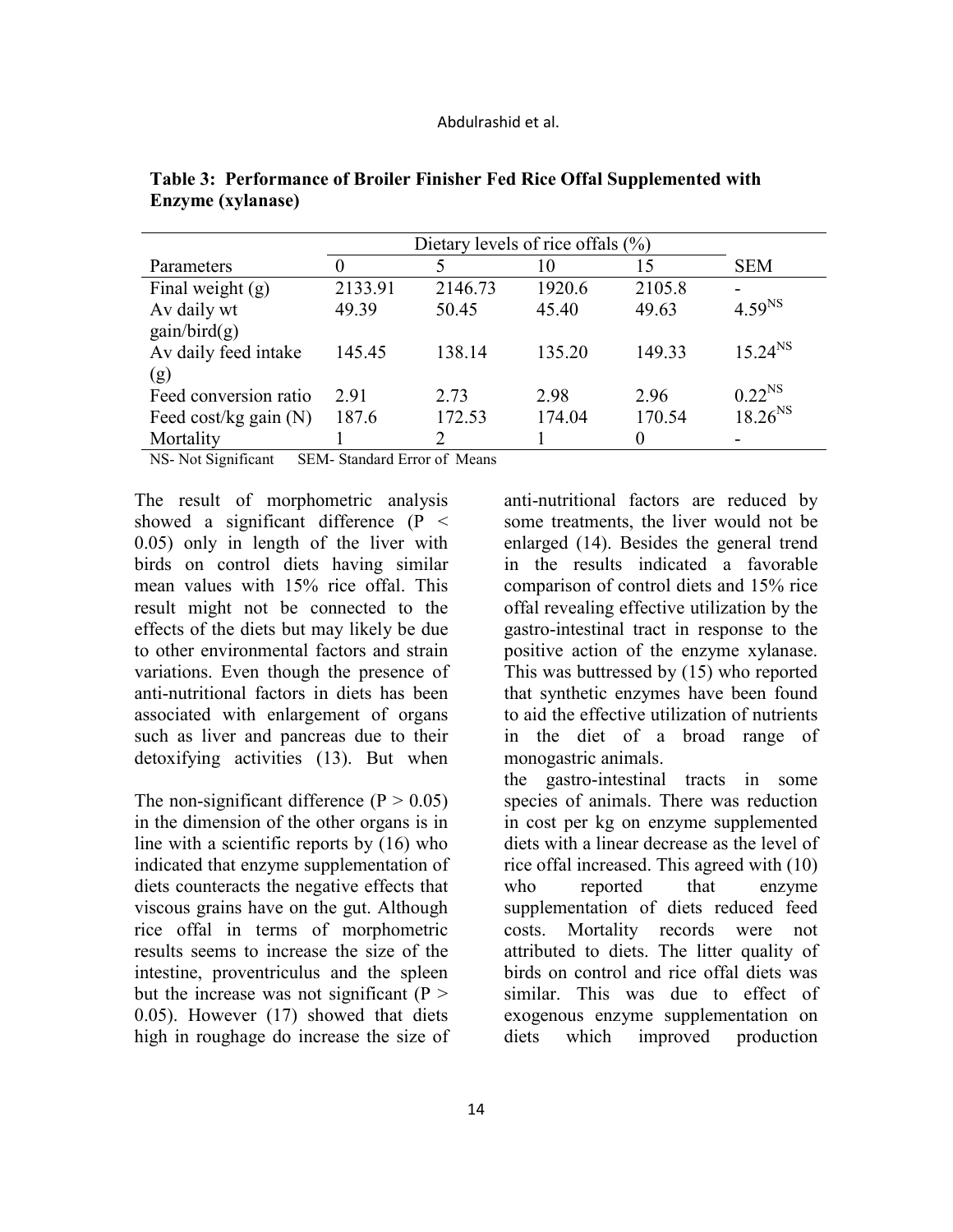**Table 3: Performance of Broiler Finisher Fed Rice Offal Supplemented with Enzyme (xylanase)**

| | Dietary levels of rice offals (%) | | | | |
|---|---|---|---|---|---|
| Parameters | 0 | 5 | 10 | 15 | SEM |
| Final weight (g) | 2133.91 | 2146.73 | 1920.6 | 2105.8 | - |
| Av daily wt gain/bird(g) | 49.39 | 50.45 | 45.40 | 49.63 | 4.59[NS] |
| Av daily feed intake (g) | 145.45 | 138.14 | 135.20 | 149.33 | 15.24[NS] |
| Feed conversion ratio | 2.91 | 2.73 | 2.98 | 2.96 | 0.22[NS] |
| Feed cost/kg gain (N) | 187.6 | 172.53 | 174.04 | 170.54 | 18.26[NS] |
| Mortality | 1 | 2 | 1 | 0 | - |

NS- Not Significant SEM- Standard Error of Means

The result of morphometric analysis showed a significant difference ($P < 0.05$) only in length of the liver with birds on control diets having similar mean values with 15% rice offal. This result might not be connected to the effects of the diets but may likely be due to other environmental factors and strain variations. Even though the presence of anti-nutritional factors in diets has been associated with enlargement of organs such as liver and pancreas due to their detoxifying activities (13). But when anti-nutritional factors are reduced by some treatments, the liver would not be enlarged (14). Besides the general trend in the results indicated a favorable comparison of control diets and 15% rice offal revealing effective utilization by the gastro-intestinal tract in response to the positive action of the enzyme xylanase. This was buttressed by (15) who reported that synthetic enzymes have been found to aid the effective utilization of nutrients in the diet of a broad range of monogastric animals.

The non-significant difference ($P > 0.05$) in the dimension of the other organs is in line with a scientific reports by (16) who indicated that enzyme supplementation of diets counteracts the negative effects that viscous grains have on the gut. Although rice offal in terms of morphometric results seems to increase the size of the intestine, proventriculus and the spleen but the increase was not significant ($P > 0.05$). However (17) showed that diets high in roughage do increase the size of the gastro-intestinal tracts in some species of animals. There was reduction in cost per kg on enzyme supplemented diets with a linear decrease as the level of rice offal increased. This agreed with (10) who reported that enzyme supplementation of diets reduced feed costs. Mortality records were not attributed to diets. The litter quality of birds on control and rice offal diets was similar. This was due to effect of exogenous enzyme supplementation on diets which improved production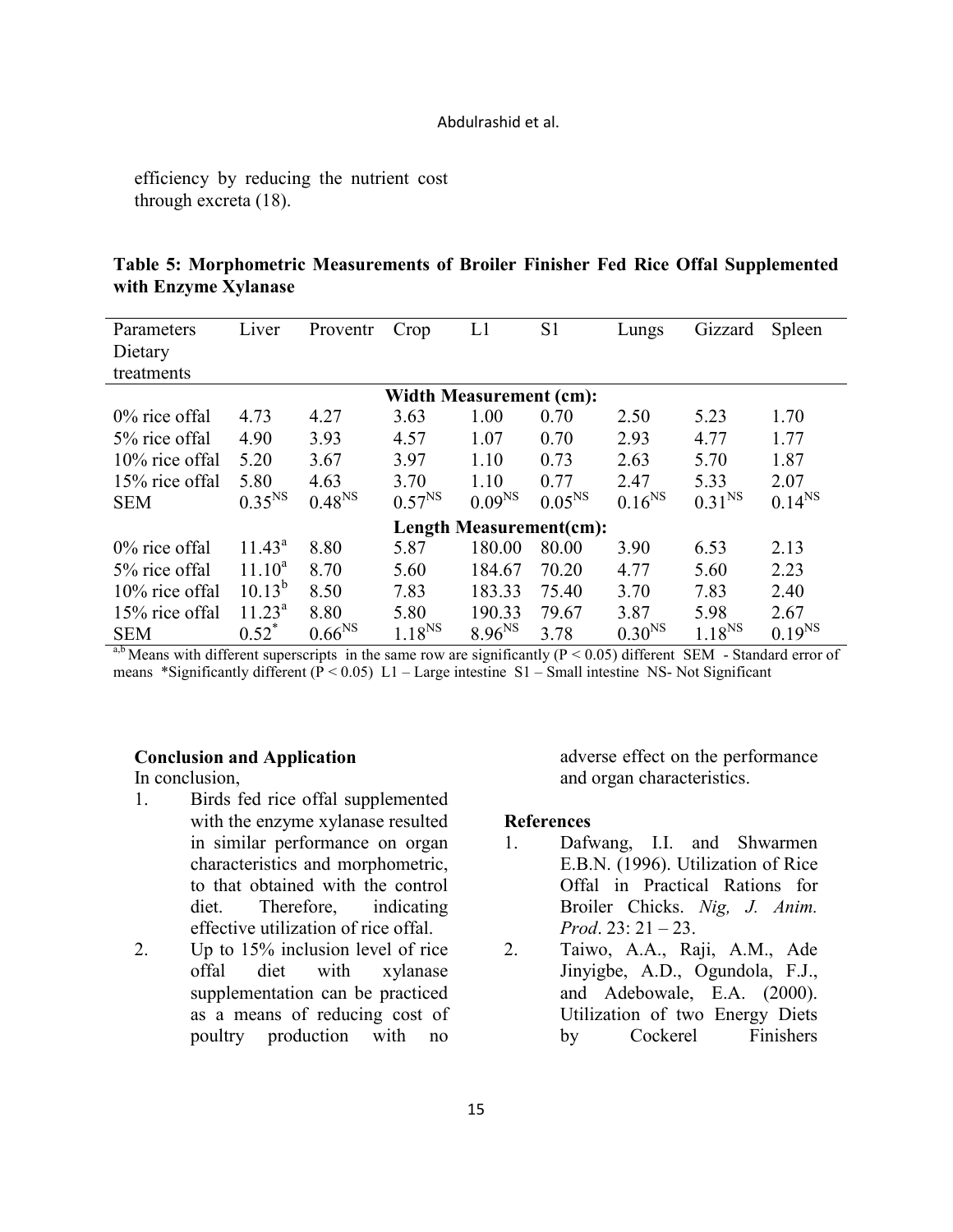efficiency by reducing the nutrient cost through excreta (18).

**Table 5: Morphometric Measurements of Broiler Finisher Fed Rice Offal Supplemented with Enzyme Xylanase**

| Parameters Dietary treatments | Liver | Proventr | Crop | L1 | S1 | Lungs | Gizzard | Spleen |
|---|---|---|---|---|---|---|---|---|
| **Width Measurement (cm):** | | | | | | | | |
| 0% rice offal | 4.73 | 4.27 | 3.63 | 1.00 | 0.70 | 2.50 | 5.23 | 1.70 |
| 5% rice offal | 4.90 | 3.93 | 4.57 | 1.07 | 0.70 | 2.93 | 4.77 | 1.77 |
| 10% rice offal | 5.20 | 3.67 | 3.97 | 1.10 | 0.73 | 2.63 | 5.70 | 1.87 |
| 15% rice offal | 5.80 | 4.63 | 3.70 | 1.10 | 0.77 | 2.47 | 5.33 | 2.07 |
| SEM | $0.35^{NS}$ | $0.48^{NS}$ | $0.57^{NS}$ | $0.09^{NS}$ | $0.05^{NS}$ | $0.16^{NS}$ | $0.31^{NS}$ | $0.14^{NS}$ |
| **Length Measurement(cm):** | | | | | | | | |
| 0% rice offal | $11.43^{a}$ | 8.80 | 5.87 | 180.00 | 80.00 | 3.90 | 6.53 | 2.13 |
| 5% rice offal | $11.10^{a}$ | 8.70 | 5.60 | 184.67 | 70.20 | 4.77 | 5.60 | 2.23 |
| 10% rice offal | $10.13^{b}$ | 8.50 | 7.83 | 183.33 | 75.40 | 3.70 | 7.83 | 2.40 |
| 15% rice offal | $11.23^{a}$ | 8.80 | 5.80 | 190.33 | 79.67 | 3.87 | 5.98 | 2.67 |
| SEM | $0.52^{*}$ | $0.66^{NS}$ | $1.18^{NS}$ | $8.96^{NS}$ | 3.78 | $0.30^{NS}$ | $1.18^{NS}$ | $0.19^{NS}$ |

a,b Means with different superscripts in the same row are significantly ($P < 0.05$) different SEM - Standard error of means *Significantly different ($P < 0.05$) L1 – Large intestine S1 – Small intestine NS- Not Significant

**Conclusion and Application**

In conclusion,

1. Birds fed rice offal supplemented with the enzyme xylanase resulted in similar performance on organ characteristics and morphometric, to that obtained with the control diet. Therefore, indicating effective utilization of rice offal.
2. Up to 15% inclusion level of rice offal diet with xylanase supplementation can be practiced as a means of reducing cost of poultry production with no adverse effect on the performance and organ characteristics.

**References**

1. Dafwang, I.I. and Shwarmen E.B.N. (1996). Utilization of Rice Offal in Practical Rations for Broiler Chicks. *Nig, J. Anim. Prod*. 23: 21 – 23.
2. Taiwo, A.A., Raji, A.M., Ade Jinyigbe, A.D., Ogundola, F.J., and Adebowale, E.A. (2000). Utilization of two Energy Diets by Cockerel Finishers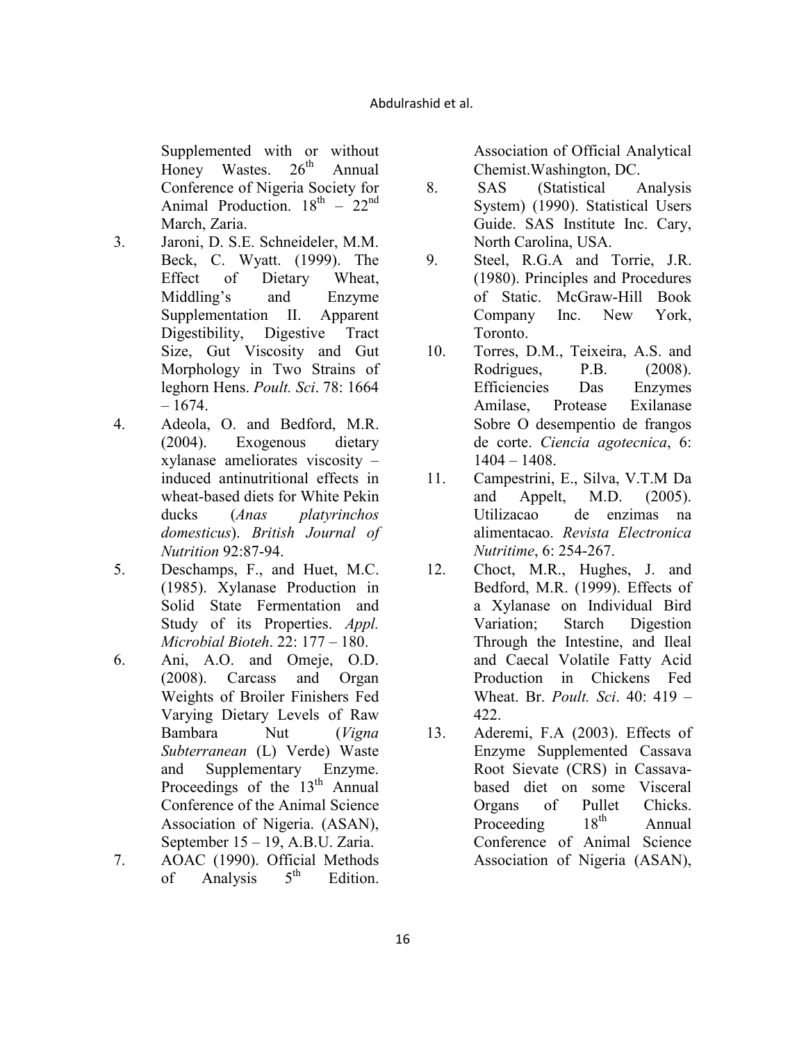Supplemented with or without Honey Wastes. 26th Annual Conference of Nigeria Society for Animal Production. 18th – 22nd March, Zaria.

3. Jaroni, D. S.E. Schneideler, M.M. Beck, C. Wyatt. (1999). The Effect of Dietary Wheat, Middling's and Enzyme Supplementation II. Apparent Digestibility, Digestive Tract Size, Gut Viscosity and Gut Morphology in Two Strains of leghorn Hens. *Poult. Sci*. 78: 1664 – 1674.
4. Adeola, O. and Bedford, M.R. (2004). Exogenous dietary xylanase ameliorates viscosity – induced antinutritional effects in wheat-based diets for White Pekin ducks (*Anas platyrinchos domesticus*). *British Journal of Nutrition* 92:87-94.
5. Deschamps, F., and Huet, M.C. (1985). Xylanase Production in Solid State Fermentation and Study of its Properties. *Appl. Microbial Bioteh*. 22: 177 – 180.
6. Ani, A.O. and Omeje, O.D. (2008). Carcass and Organ Weights of Broiler Finishers Fed Varying Dietary Levels of Raw Bambara Nut (*Vigna Subterranean* (L) Verde) Waste and Supplementary Enzyme. Proceedings of the 13th Annual Conference of the Animal Science Association of Nigeria. (ASAN), September 15 – 19, A.B.U. Zaria.
7. AOAC (1990). Official Methods of Analysis 5th Edition. Association of Official Analytical Chemist.Washington, DC.
8. SAS (Statistical Analysis System) (1990). Statistical Users Guide. SAS Institute Inc. Cary, North Carolina, USA.
9. Steel, R.G.A and Torrie, J.R. (1980). Principles and Procedures of Static. McGraw-Hill Book Company Inc. New York, Toronto.
10. Torres, D.M., Teixeira, A.S. and Rodrigues, P.B. (2008). Efficiencies Das Enzymes Amilase, Protease Exilanase Sobre O desempentio de frangos de corte. *Ciencia agotecnica*, 6: 1404 – 1408.
11. Campestrini, E., Silva, V.T.M Da and Appelt, M.D. (2005). Utilizacao de enzimas na alimentacao. *Revista Electronica Nutritime*, 6: 254-267.
12. Choct, M.R., Hughes, J. and Bedford, M.R. (1999). Effects of a Xylanase on Individual Bird Variation; Starch Digestion Through the Intestine, and Ileal and Caecal Volatile Fatty Acid Production in Chickens Fed Wheat. Br. *Poult. Sci*. 40: 419 – 422.
13. Aderemi, F.A (2003). Effects of Enzyme Supplemented Cassava Root Sievate (CRS) in Cassava-based diet on some Visceral Organs of Pullet Chicks. Proceeding 18th Annual Conference of Animal Science Association of Nigeria (ASAN),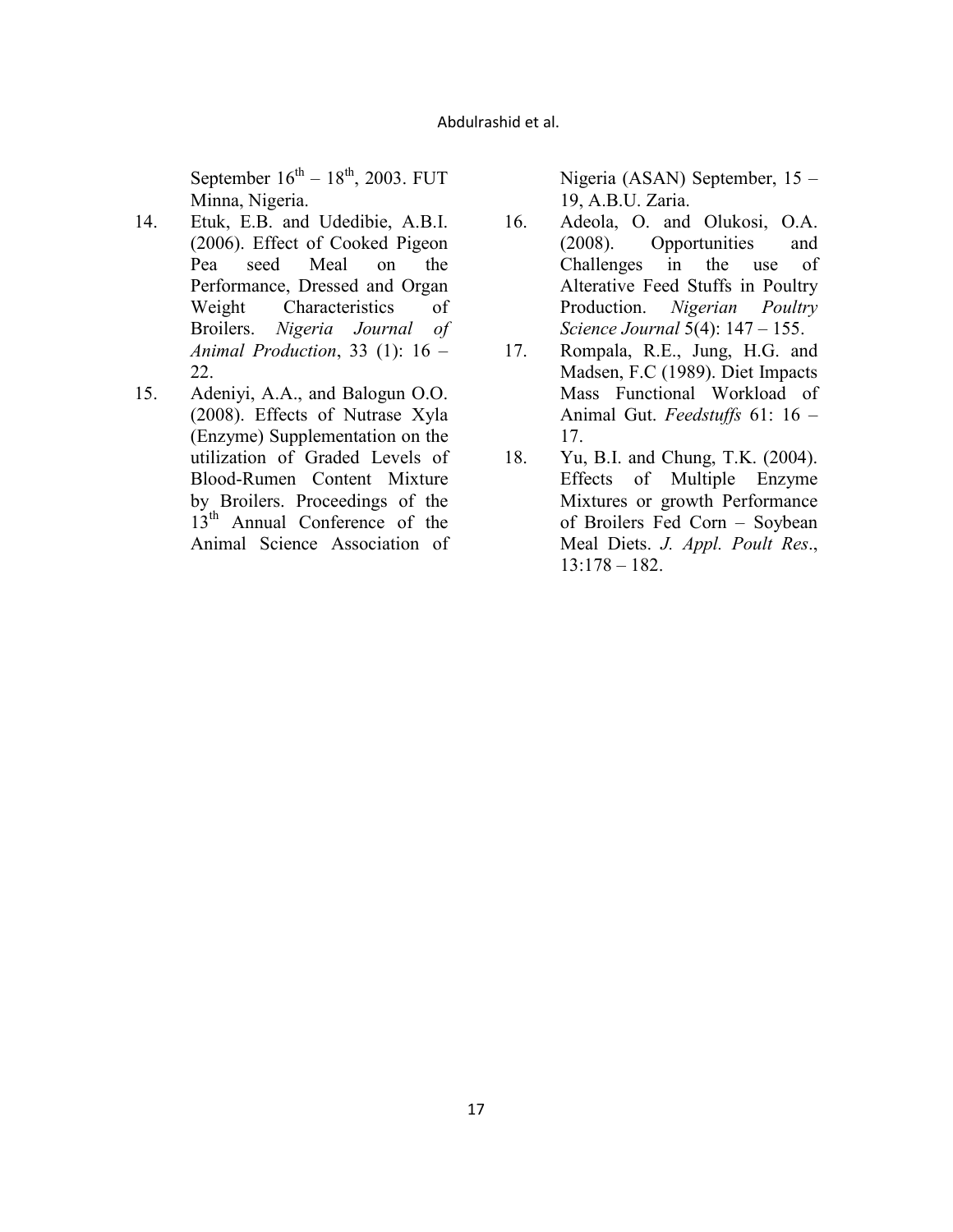September 16th – 18th, 2003. FUT Minna, Nigeria.

14. Etuk, E.B. and Udedibie, A.B.I. (2006). Effect of Cooked Pigeon Pea seed Meal on the Performance, Dressed and Organ Weight Characteristics of Broilers. *Nigeria Journal of Animal Production*, 33 (1): 16 – 22.
15. Adeniyi, A.A., and Balogun O.O. (2008). Effects of Nutrase Xyla (Enzyme) Supplementation on the utilization of Graded Levels of Blood-Rumen Content Mixture by Broilers. Proceedings of the 13th Annual Conference of the Animal Science Association of Nigeria (ASAN) September, 15 – 19, A.B.U. Zaria.
16. Adeola, O. and Olukosi, O.A. (2008). Opportunities and Challenges in the use of Alterative Feed Stuffs in Poultry Production. *Nigerian Poultry Science Journal* 5(4): 147 – 155.
17. Rompala, R.E., Jung, H.G. and Madsen, F.C (1989). Diet Impacts Mass Functional Workload of Animal Gut. *Feedstuffs* 61: 16 – 17.
18. Yu, B.I. and Chung, T.K. (2004). Effects of Multiple Enzyme Mixtures or growth Performance of Broilers Fed Corn – Soybean Meal Diets. *J. Appl. Poult Res*., 13:178 – 182.